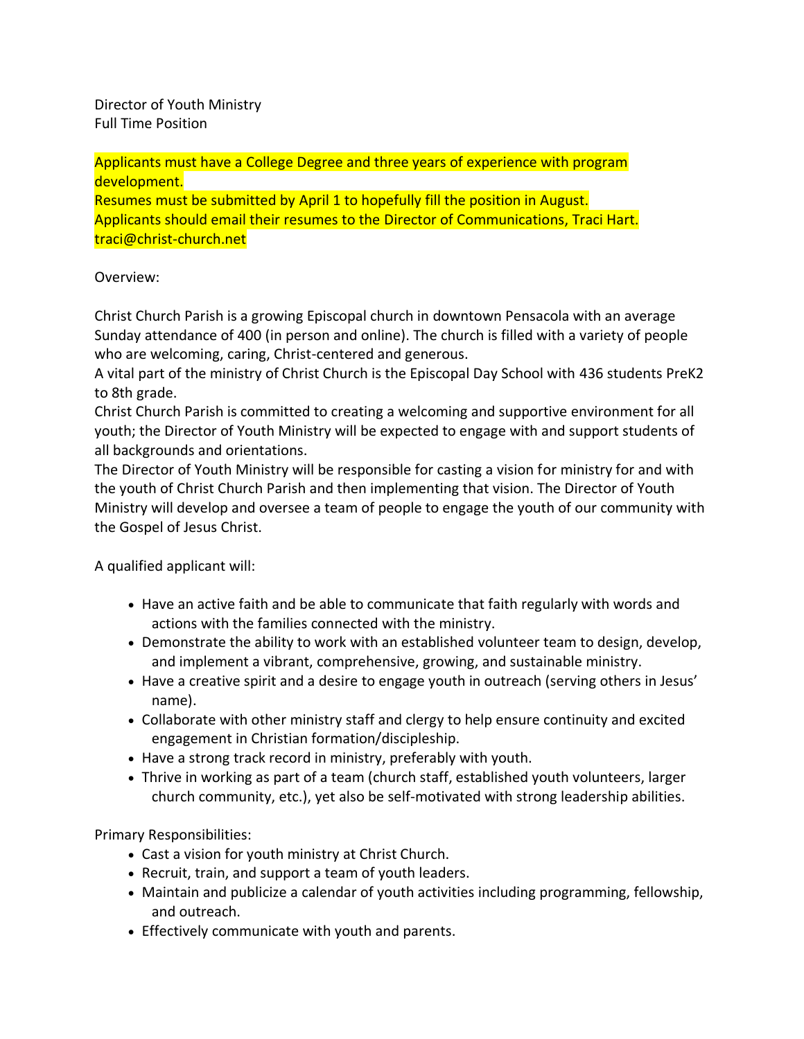Director of Youth Ministry
Full Time Position

Applicants must have a College Degree and three years of experience with program development.
Resumes must be submitted by April 1 to hopefully fill the position in August.
Applicants should email their resumes to the Director of Communications, Traci Hart.
traci@christ-church.net

Overview:

Christ Church Parish is a growing Episcopal church in downtown Pensacola with an average Sunday attendance of 400 (in person and online). The church is filled with a variety of people who are welcoming, caring, Christ-centered and generous.

A vital part of the ministry of Christ Church is the Episcopal Day School with 436 students PreK2 to 8th grade.

Christ Church Parish is committed to creating a welcoming and supportive environment for all youth; the Director of Youth Ministry will be expected to engage with and support students of all backgrounds and orientations.

The Director of Youth Ministry will be responsible for casting a vision for ministry for and with the youth of Christ Church Parish and then implementing that vision. The Director of Youth Ministry will develop and oversee a team of people to engage the youth of our community with the Gospel of Jesus Christ.

A qualified applicant will:

- Have an active faith and be able to communicate that faith regularly with words and actions with the families connected with the ministry.
- Demonstrate the ability to work with an established volunteer team to design, develop, and implement a vibrant, comprehensive, growing, and sustainable ministry.
- Have a creative spirit and a desire to engage youth in outreach (serving others in Jesus' name).
- Collaborate with other ministry staff and clergy to help ensure continuity and excited engagement in Christian formation/discipleship.
- Have a strong track record in ministry, preferably with youth.
- Thrive in working as part of a team (church staff, established youth volunteers, larger church community, etc.), yet also be self-motivated with strong leadership abilities.

Primary Responsibilities:

- Cast a vision for youth ministry at Christ Church.
- Recruit, train, and support a team of youth leaders.
- Maintain and publicize a calendar of youth activities including programming, fellowship, and outreach.
- Effectively communicate with youth and parents.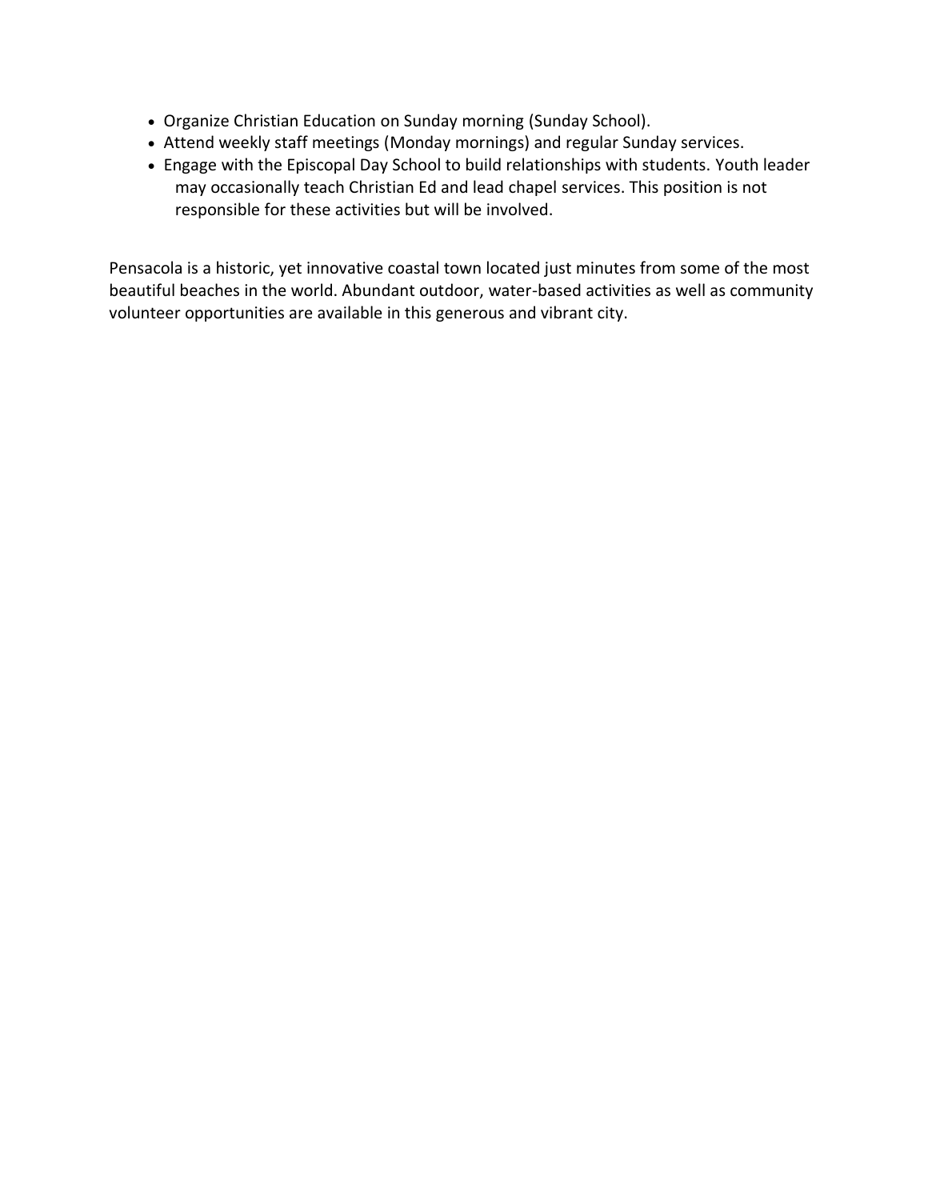- Organize Christian Education on Sunday morning (Sunday School).
- Attend weekly staff meetings (Monday mornings) and regular Sunday services.
- Engage with the Episcopal Day School to build relationships with students. Youth leader may occasionally teach Christian Ed and lead chapel services. This position is not responsible for these activities but will be involved.

Pensacola is a historic, yet innovative coastal town located just minutes from some of the most beautiful beaches in the world. Abundant outdoor, water-based activities as well as community volunteer opportunities are available in this generous and vibrant city.